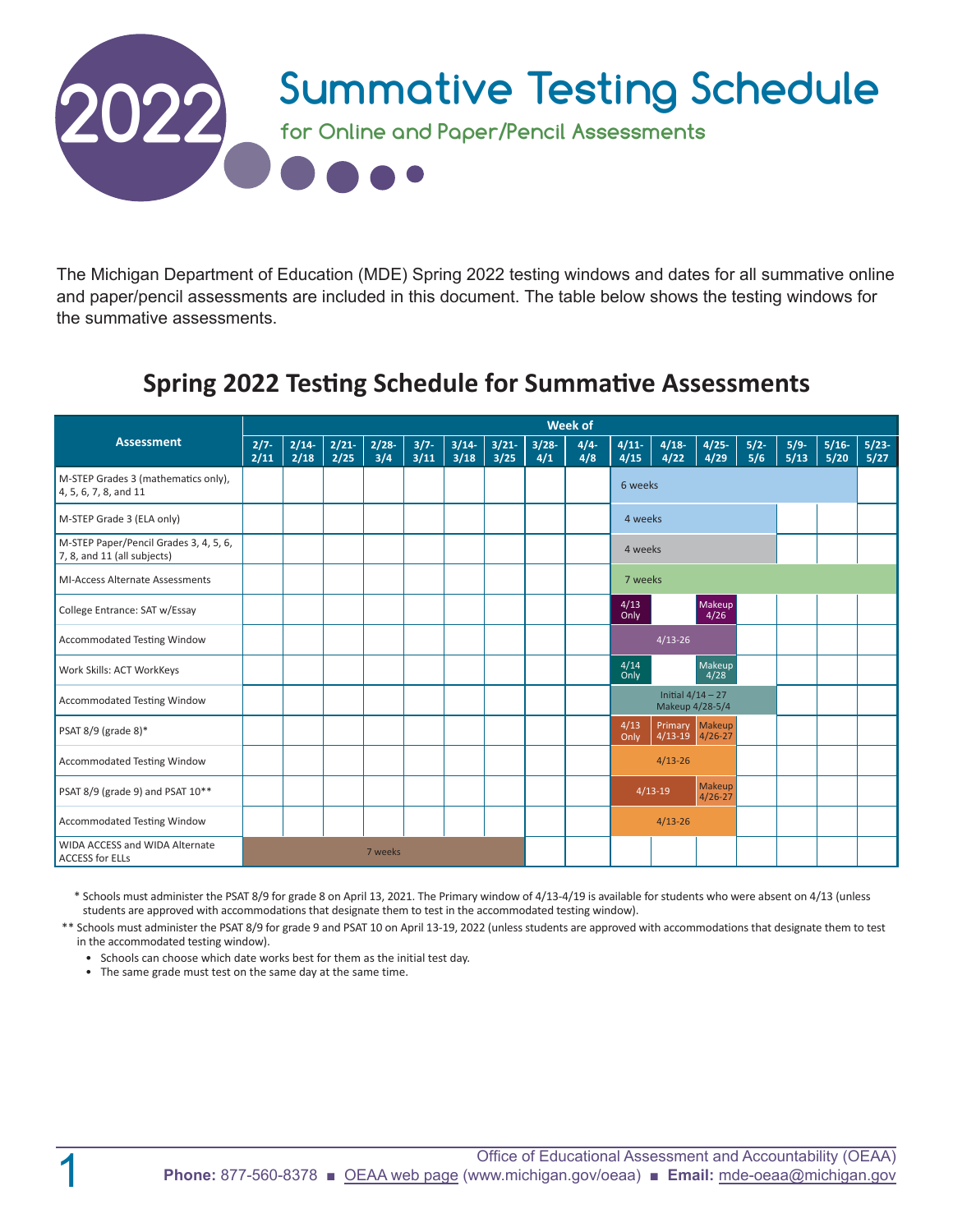# 2022 Summative Testing Schedule

## for Online and Paper/Pencil Assessments

The Michigan Department of Education (MDE) Spring 2022 testing windows and dates for all summative online and paper/pencil assessments are included in this document. The table below shows the testing windows for the summative assessments.

## Spring 2022 Testing Schedule for Summative Assessments

| Assessment | Week of | | | | | | | | | | | | | | | |
|---|---|---|---|---|---|---|---|---|---|---|---|---|---|---|---|---|
| | 2/7-2/11 | 2/14-2/18 | 2/21-2/25 | 2/28-3/4 | 3/7-3/11 | 3/14-3/18 | 3/21-3/25 | 3/28-4/1 | 4/4-4/8 | 4/11-4/15 | 4/18-4/22 | 4/25-4/29 | 5/2-5/6 | 5/9-5/13 | 5/16-5/20 | 5/23-5/27 |
| M-STEP Grades 3 (mathematics only), 4, 5, 6, 7, 8, and 11 | | | | | | | | | | 6 weeks | | | | | | |
| M-STEP Grade 3 (ELA only) | | | | | | | | | | 4 weeks | | | | | | |
| M-STEP Paper/Pencil Grades 3, 4, 5, 6, 7, 8, and 11 (all subjects) | | | | | | | | | | 4 weeks | | | | | | |
| MI-Access Alternate Assessments | | | | | | | | | | 7 weeks | | | | | | |
| College Entrance: SAT w/Essay | | | | | | | | | | 4/13 Only | | Makeup 4/26 | | | | |
| Accommodated Testing Window | | | | | | | | | | 4/13-26 | | | | | | |
| Work Skills: ACT WorkKeys | | | | | | | | | | 4/14 Only | | Makeup 4/28 | | | | |
| Accommodated Testing Window | | | | | | | | | | Initial 4/14 – 27 Makeup 4/28-5/4 | | | | | | |
| PSAT 8/9 (grade 8)* | | | | | | | | | | 4/13 Only | Primary 4/13-19 | Makeup 4/26-27 | | | | |
| Accommodated Testing Window | | | | | | | | | | 4/13-26 | | | | | | |
| PSAT 8/9 (grade 9) and PSAT 10** | | | | | | | | | | 4/13-19 | | Makeup 4/26-27 | | | | |
| Accommodated Testing Window | | | | | | | | | | 4/13-26 | | | | | | |
| WIDA ACCESS and WIDA Alternate ACCESS for ELLs | 7 weeks | | | | | | | | | | | | | | | |

\* Schools must administer the PSAT 8/9 for grade 8 on April 13, 2021. The Primary window of 4/13-4/19 is available for students who were absent on 4/13 (unless students are approved with accommodations that designate them to test in the accommodated testing window).

\** Schools must administer the PSAT 8/9 for grade 9 and PSAT 10 on April 13-19, 2022 (unless students are approved with accommodations that designate them to test in the accommodated testing window).

- Schools can choose which date works best for them as the initial test day.
- The same grade must test on the same day at the same time.

Office of Educational Assessment and Accountability (OEAA)

**Phone:** 877-560-8378 ■ OEAA web page (www.michigan.gov/oeaa) ■ **Email:** mde-oeaa@michigan.gov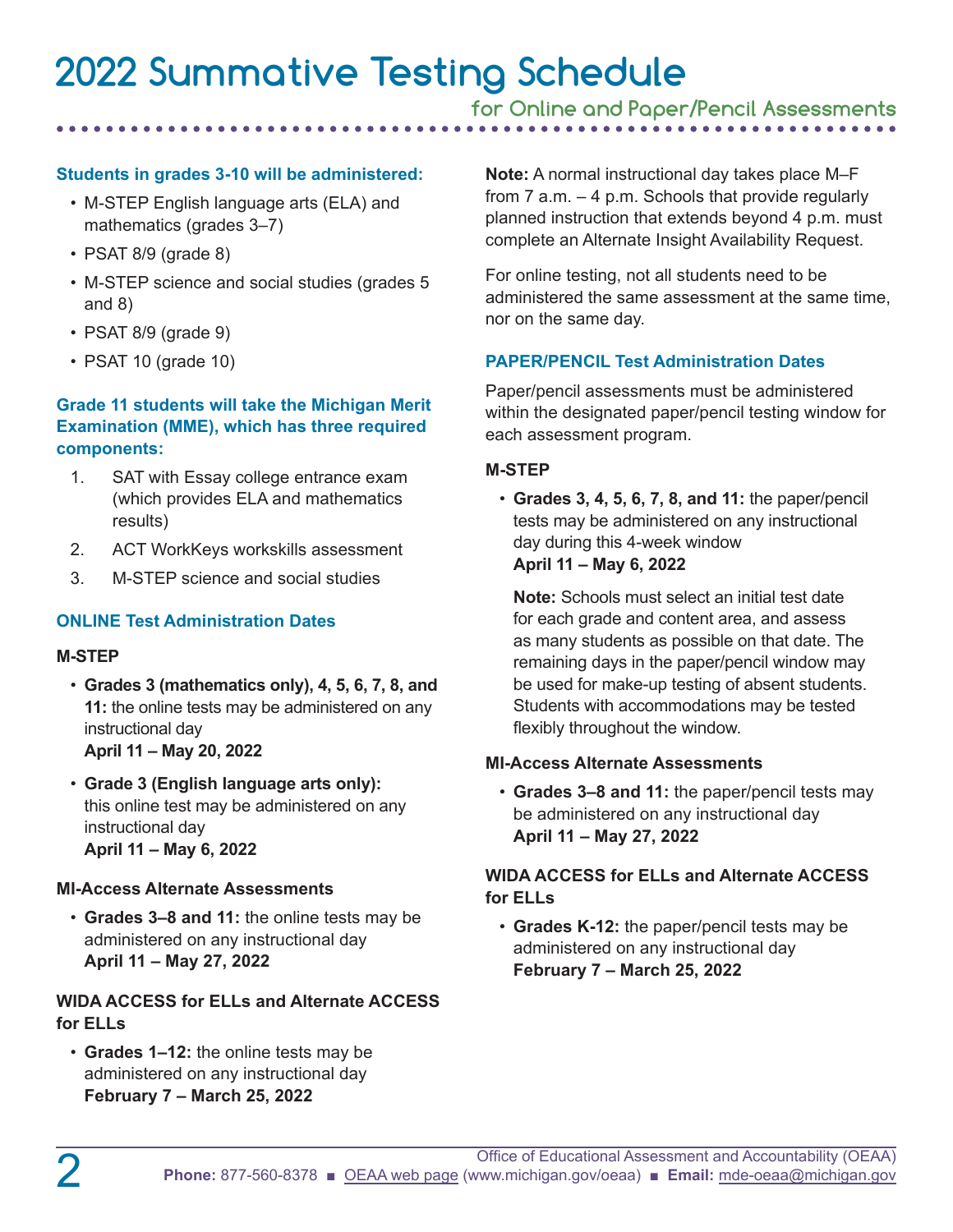# 2022 Summative Testing Schedule

## for Online and Paper/Pencil Assessments

**Students in grades 3-10 will be administered:**

- M-STEP English language arts (ELA) and mathematics (grades 3–7)
- PSAT 8/9 (grade 8)
- M-STEP science and social studies (grades 5 and 8)
- PSAT 8/9 (grade 9)
- PSAT 10 (grade 10)

**Grade 11 students will take the Michigan Merit Examination (MME), which has three required components:**

1. SAT with Essay college entrance exam (which provides ELA and mathematics results)
2. ACT WorkKeys workskills assessment
3. M-STEP science and social studies

### ONLINE Test Administration Dates

**M-STEP**

- **Grades 3 (mathematics only), 4, 5, 6, 7, 8, and 11:** the online tests may be administered on any instructional day
  **April 11 – May 20, 2022**
- **Grade 3 (English language arts only):** this online test may be administered on any instructional day
  **April 11 – May 6, 2022**

**MI-Access Alternate Assessments**

- **Grades 3–8 and 11:** the online tests may be administered on any instructional day
  **April 11 – May 27, 2022**

**WIDA ACCESS for ELLs and Alternate ACCESS for ELLs**

- **Grades 1–12:** the online tests may be administered on any instructional day
  **February 7 – March 25, 2022**

**Note:** A normal instructional day takes place M–F from 7 a.m. – 4 p.m. Schools that provide regularly planned instruction that extends beyond 4 p.m. must complete an Alternate Insight Availability Request.

For online testing, not all students need to be administered the same assessment at the same time, nor on the same day.

### PAPER/PENCIL Test Administration Dates

Paper/pencil assessments must be administered within the designated paper/pencil testing window for each assessment program.

**M-STEP**

- **Grades 3, 4, 5, 6, 7, 8, and 11:** the paper/pencil tests may be administered on any instructional day during this 4-week window
  **April 11 – May 6, 2022**

  **Note:** Schools must select an initial test date for each grade and content area, and assess as many students as possible on that date. The remaining days in the paper/pencil window may be used for make-up testing of absent students. Students with accommodations may be tested flexibly throughout the window.

**MI-Access Alternate Assessments**

- **Grades 3–8 and 11:** the paper/pencil tests may be administered on any instructional day
  **April 11 – May 27, 2022**

**WIDA ACCESS for ELLs and Alternate ACCESS for ELLs**

- **Grades K-12:** the paper/pencil tests may be administered on any instructional day
  **February 7 – March 25, 2022**

Office of Educational Assessment and Accountability (OEAA)
**Phone:** 877-560-8378 ■ OEAA web page (www.michigan.gov/oeaa) ■ **Email:** mde-oeaa@michigan.gov